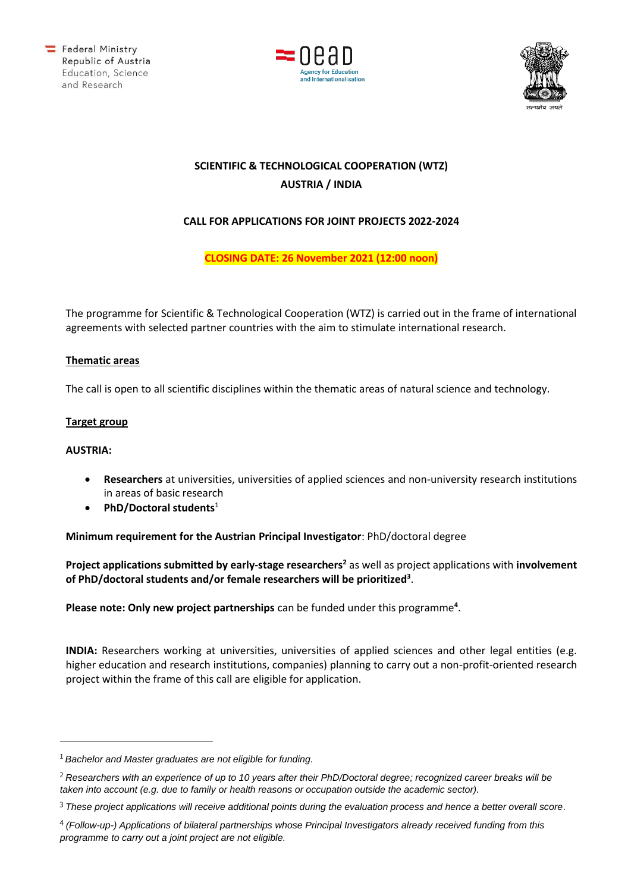Federal Ministry
Republic of Austria
Education, Science
and Research

OeAD
Agency for Education
and Internationalisation

सत्यमेव जयते

# SCIENTIFIC & TECHNOLOGICAL COOPERATION (WTZ)
# AUSTRIA / INDIA

## CALL FOR APPLICATIONS FOR JOINT PROJECTS 2022-2024

**CLOSING DATE: 26 November 2021 (12:00 noon)**

The programme for Scientific & Technological Cooperation (WTZ) is carried out in the frame of international agreements with selected partner countries with the aim to stimulate international research.

### Thematic areas

The call is open to all scientific disciplines within the thematic areas of natural science and technology.

### Target group

**AUSTRIA:**

- **Researchers** at universities, universities of applied sciences and non-university research institutions in areas of basic research
- **PhD/Doctoral students**[1]

**Minimum requirement for the Austrian Principal Investigator**: PhD/doctoral degree

**Project applications submitted by early-stage researchers[2]** as well as project applications with **involvement of PhD/doctoral students and/or female researchers will be prioritized[3]**.

**Please note: Only new project partnerships** can be funded under this programme[4].

**INDIA:** Researchers working at universities, universities of applied sciences and other legal entities (e.g. higher education and research institutions, companies) planning to carry out a non-profit-oriented research project within the frame of this call are eligible for application.

---

[1] *Bachelor and Master graduates are not eligible for funding.*

[2] *Researchers with an experience of up to 10 years after their PhD/Doctoral degree; recognized career breaks will be taken into account (e.g. due to family or health reasons or occupation outside the academic sector).*

[3] *These project applications will receive additional points during the evaluation process and hence a better overall score.*

[4] *(Follow-up-) Applications of bilateral partnerships whose Principal Investigators already received funding from this programme to carry out a joint project are not eligible.*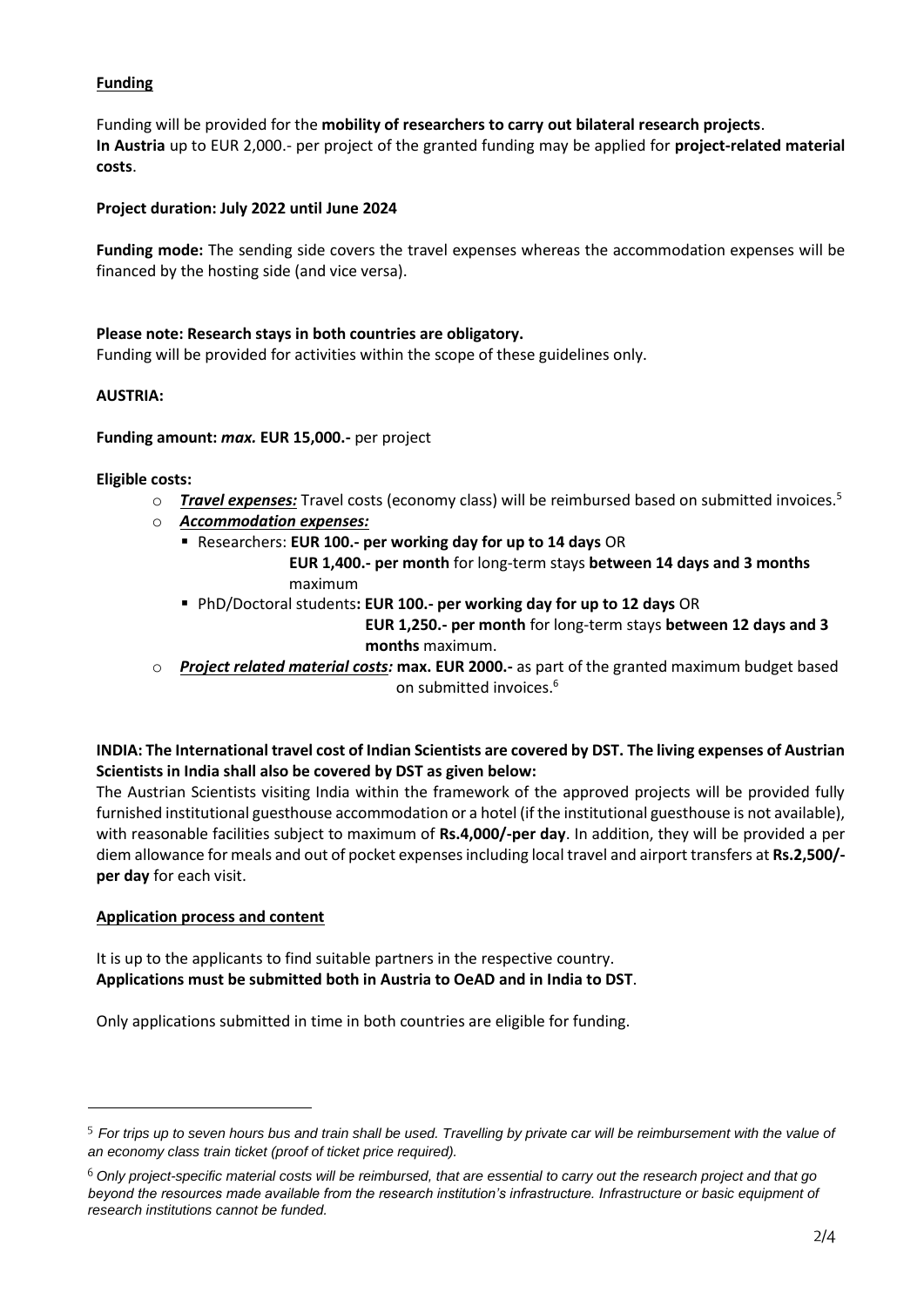**Funding**

Funding will be provided for the **mobility of researchers to carry out bilateral research projects**.
**In Austria** up to EUR 2,000.- per project of the granted funding may be applied for **project-related material costs**.

**Project duration: July 2022 until June 2024**

**Funding mode:** The sending side covers the travel expenses whereas the accommodation expenses will be financed by the hosting side (and vice versa).

**Please note: Research stays in both countries are obligatory.**
Funding will be provided for activities within the scope of these guidelines only.

**AUSTRIA:**

**Funding amount:** ***max.*** **EUR 15,000.-** per project

**Eligible costs:**

- ***Travel expenses:*** Travel costs (economy class) will be reimbursed based on submitted invoices.[5]
- ***Accommodation expenses:***
  - Researchers: **EUR 100.- per working day for up to 14 days** OR
    **EUR 1,400.- per month** for long-term stays **between 14 days and 3 months** maximum
  - PhD/Doctoral students**: EUR 100.- per working day for up to 12 days** OR
    **EUR 1,250.- per month** for long-term stays **between 12 days and 3 months** maximum.
- ***Project related material costs:*** **max. EUR 2000.-** as part of the granted maximum budget based on submitted invoices.[6]

**INDIA: The International travel cost of Indian Scientists are covered by DST. The living expenses of Austrian Scientists in India shall also be covered by DST as given below:**

The Austrian Scientists visiting India within the framework of the approved projects will be provided fully furnished institutional guesthouse accommodation or a hotel (if the institutional guesthouse is not available), with reasonable facilities subject to maximum of **Rs.4,000/-per day**. In addition, they will be provided a per diem allowance for meals and out of pocket expenses including local travel and airport transfers at **Rs.2,500/- per day** for each visit.

**Application process and content**

It is up to the applicants to find suitable partners in the respective country.
**Applications must be submitted both in Austria to OeAD and in India to DST**.

Only applications submitted in time in both countries are eligible for funding.

---

[5] *For trips up to seven hours bus and train shall be used. Travelling by private car will be reimbursement with the value of an economy class train ticket (proof of ticket price required).*

[6] *Only project-specific material costs will be reimbursed, that are essential to carry out the research project and that go beyond the resources made available from the research institution's infrastructure. Infrastructure or basic equipment of research institutions cannot be funded.*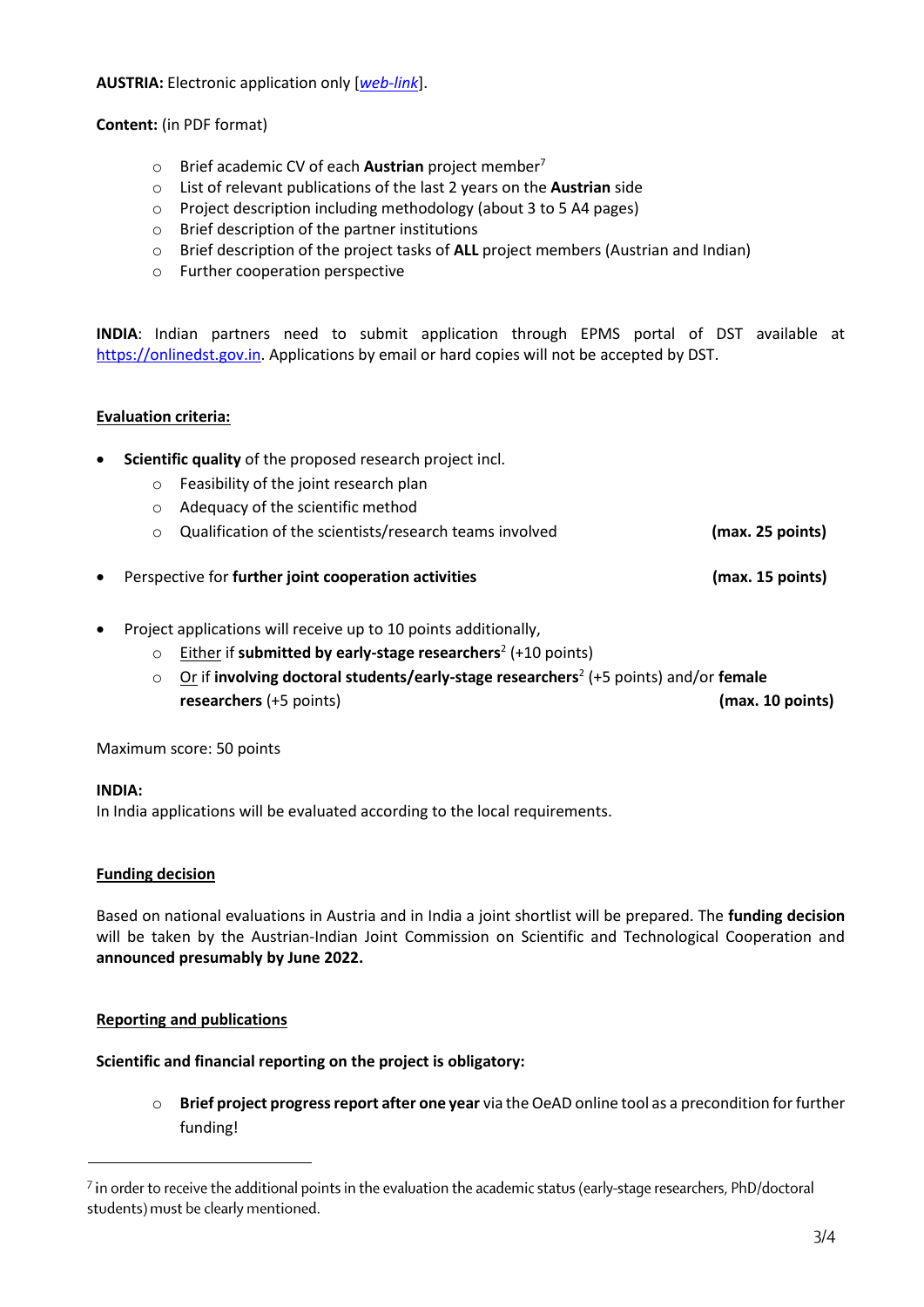**AUSTRIA:** Electronic application only [*web-link*].

**Content:** (in PDF format)

- Brief academic CV of each **Austrian** project member[7]
- List of relevant publications of the last 2 years on the **Austrian** side
- Project description including methodology (about 3 to 5 A4 pages)
- Brief description of the partner institutions
- Brief description of the project tasks of **ALL** project members (Austrian and Indian)
- Further cooperation perspective

**INDIA**: Indian partners need to submit application through EPMS portal of DST available at https://onlinedst.gov.in. Applications by email or hard copies will not be accepted by DST.

**Evaluation criteria:**

- **Scientific quality** of the proposed research project incl.
  - Feasibility of the joint research plan
  - Adequacy of the scientific method
  - Qualification of the scientists/research teams involved **(max. 25 points)**
- Perspective for **further joint cooperation activities** **(max. 15 points)**
- Project applications will receive up to 10 points additionally,
  - Either if **submitted by early-stage researchers**[2] (+10 points)
  - Or if **involving doctoral students/early-stage researchers**[2] (+5 points) and/or **female researchers** (+5 points) **(max. 10 points)**

Maximum score: 50 points

**INDIA:**
In India applications will be evaluated according to the local requirements.

**Funding decision**

Based on national evaluations in Austria and in India a joint shortlist will be prepared. The **funding decision** will be taken by the Austrian-Indian Joint Commission on Scientific and Technological Cooperation and **announced presumably by June 2022.**

**Reporting and publications**

**Scientific and financial reporting on the project is obligatory:**

- **Brief project progress report after one year** via the OeAD online tool as a precondition for further funding!

[7] in order to receive the additional points in the evaluation the academic status (early-stage researchers, PhD/doctoral students) must be clearly mentioned.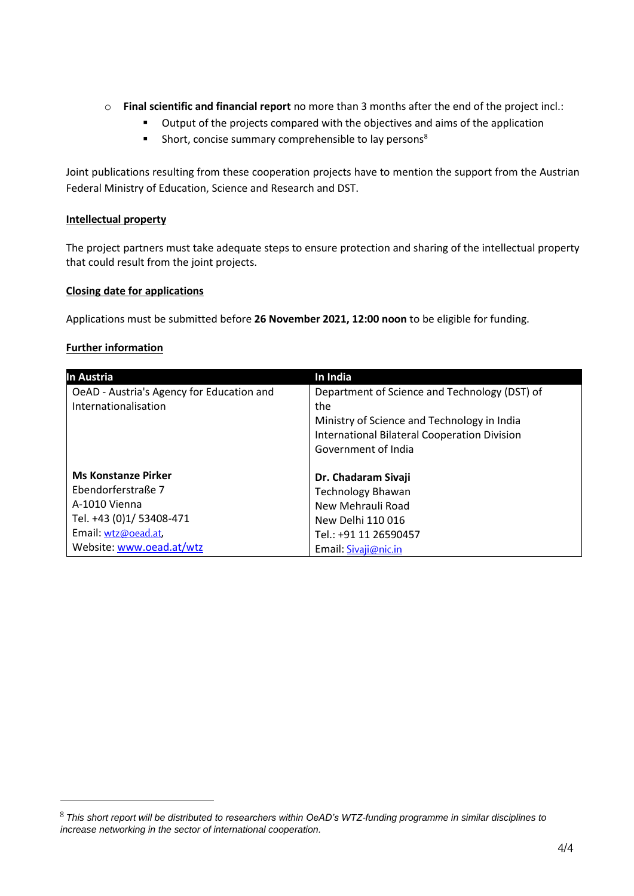- **Final scientific and financial report** no more than 3 months after the end of the project incl.:
  - Output of the projects compared with the objectives and aims of the application
  - Short, concise summary comprehensible to lay persons[8]

Joint publications resulting from these cooperation projects have to mention the support from the Austrian Federal Ministry of Education, Science and Research and DST.

**Intellectual property**

The project partners must take adequate steps to ensure protection and sharing of the intellectual property that could result from the joint projects.

**Closing date for applications**

Applications must be submitted before **26 November 2021, 12:00 noon** to be eligible for funding.

**Further information**

| In Austria | In India |
|---|---|
| OeAD - Austria's Agency for Education and Internationalisation | Department of Science and Technology (DST) of the Ministry of Science and Technology in India International Bilateral Cooperation Division Government of India |
| **Ms Konstanze Pirker** Ebendorferstraße 7 A-1010 Vienna Tel. +43 (0)1/ 53408-471 Email: wtz@oead.at, Website: www.oead.at/wtz | **Dr. Chadaram Sivaji** Technology Bhawan New Mehrauli Road New Delhi 110 016 Tel.: +91 11 26590457 Email: Sivaji@nic.in |

[8] *This short report will be distributed to researchers within OeAD's WTZ-funding programme in similar disciplines to increase networking in the sector of international cooperation.*